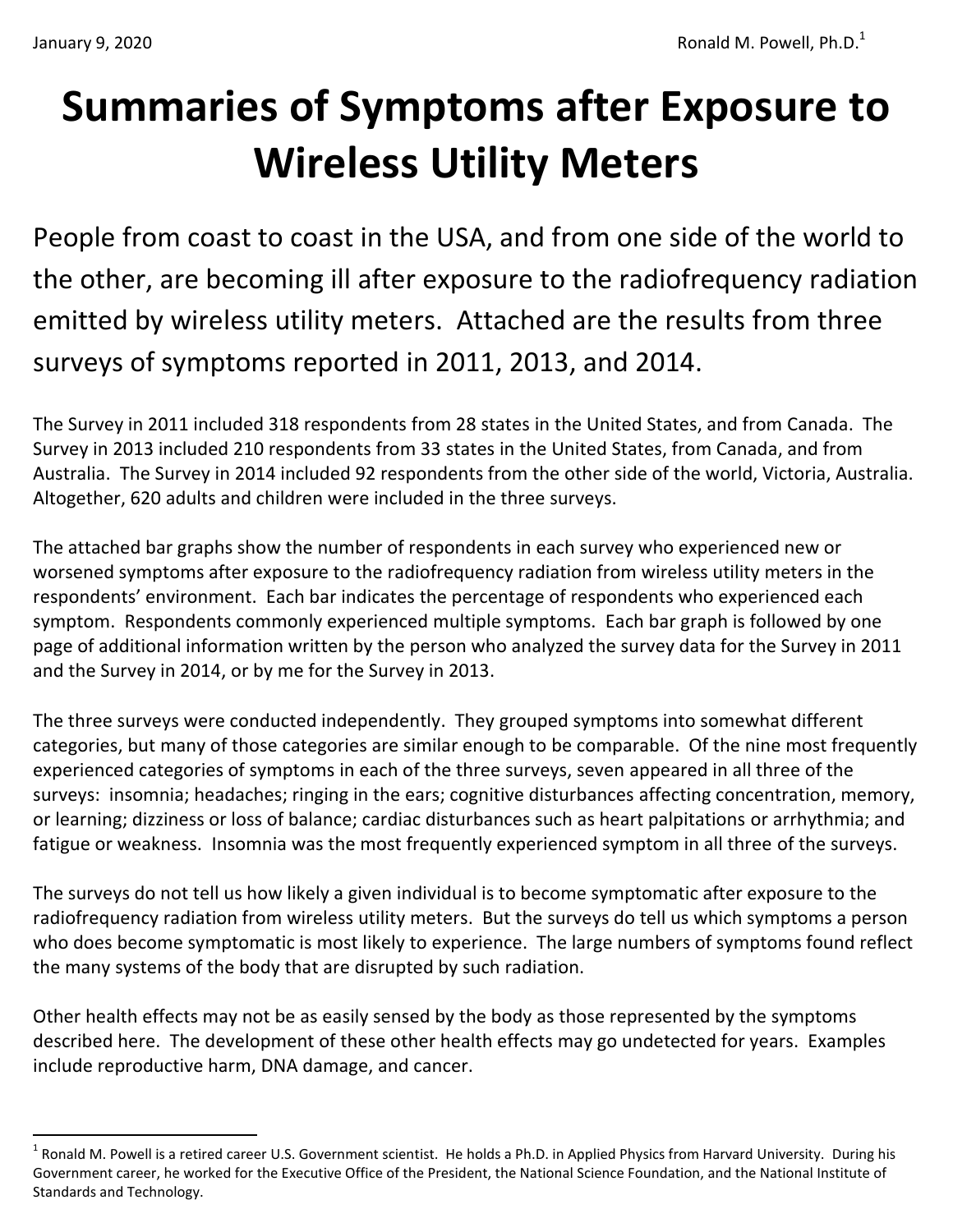January 9, 2020

Ronald M. Powell, Ph.D.[1]

# Summaries of Symptoms after Exposure to Wireless Utility Meters

People from coast to coast in the USA, and from one side of the world to the other, are becoming ill after exposure to the radiofrequency radiation emitted by wireless utility meters. Attached are the results from three surveys of symptoms reported in 2011, 2013, and 2014.

The Survey in 2011 included 318 respondents from 28 states in the United States, and from Canada. The Survey in 2013 included 210 respondents from 33 states in the United States, from Canada, and from Australia. The Survey in 2014 included 92 respondents from the other side of the world, Victoria, Australia. Altogether, 620 adults and children were included in the three surveys.

The attached bar graphs show the number of respondents in each survey who experienced new or worsened symptoms after exposure to the radiofrequency radiation from wireless utility meters in the respondents' environment. Each bar indicates the percentage of respondents who experienced each symptom. Respondents commonly experienced multiple symptoms. Each bar graph is followed by one page of additional information written by the person who analyzed the survey data for the Survey in 2011 and the Survey in 2014, or by me for the Survey in 2013.

The three surveys were conducted independently. They grouped symptoms into somewhat different categories, but many of those categories are similar enough to be comparable. Of the nine most frequently experienced categories of symptoms in each of the three surveys, seven appeared in all three of the surveys: insomnia; headaches; ringing in the ears; cognitive disturbances affecting concentration, memory, or learning; dizziness or loss of balance; cardiac disturbances such as heart palpitations or arrhythmia; and fatigue or weakness. Insomnia was the most frequently experienced symptom in all three of the surveys.

The surveys do not tell us how likely a given individual is to become symptomatic after exposure to the radiofrequency radiation from wireless utility meters. But the surveys do tell us which symptoms a person who does become symptomatic is most likely to experience. The large numbers of symptoms found reflect the many systems of the body that are disrupted by such radiation.

Other health effects may not be as easily sensed by the body as those represented by the symptoms described here. The development of these other health effects may go undetected for years. Examples include reproductive harm, DNA damage, and cancer.

[1] Ronald M. Powell is a retired career U.S. Government scientist. He holds a Ph.D. in Applied Physics from Harvard University. During his Government career, he worked for the Executive Office of the President, the National Science Foundation, and the National Institute of Standards and Technology.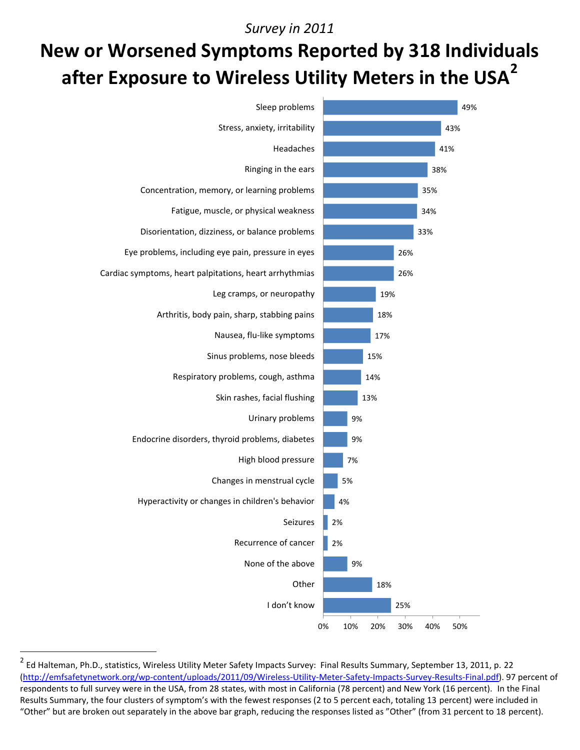*Survey in 2011*

# New or Worsened Symptoms Reported by 318 Individuals after Exposure to Wireless Utility Meters in the USA[2]

| Symptom | Percent |
|---|---|
| Sleep problems | 49% |
| Stress, anxiety, irritability | 43% |
| Headaches | 41% |
| Ringing in the ears | 38% |
| Concentration, memory, or learning problems | 35% |
| Fatigue, muscle, or physical weakness | 34% |
| Disorientation, dizziness, or balance problems | 33% |
| Eye problems, including eye pain, pressure in eyes | 26% |
| Cardiac symptoms, heart palpitations, heart arrhythmias | 26% |
| Leg cramps, or neuropathy | 19% |
| Arthritis, body pain, sharp, stabbing pains | 18% |
| Nausea, flu-like symptoms | 17% |
| Sinus problems, nose bleeds | 15% |
| Respiratory problems, cough, asthma | 14% |
| Skin rashes, facial flushing | 13% |
| Urinary problems | 9% |
| Endocrine disorders, thyroid problems, diabetes | 9% |
| High blood pressure | 7% |
| Changes in menstrual cycle | 5% |
| Hyperactivity or changes in children's behavior | 4% |
| Seizures | 2% |
| Recurrence of cancer | 2% |
| None of the above | 9% |
| Other | 18% |
| I don't know | 25% |

---

[2] Ed Halteman, Ph.D., statistics, Wireless Utility Meter Safety Impacts Survey: Final Results Summary, September 13, 2011, p. 22 (http://emfsafetynetwork.org/wp-content/uploads/2011/09/Wireless-Utility-Meter-Safety-Impacts-Survey-Results-Final.pdf). 97 percent of respondents to full survey were in the USA, from 28 states, with most in California (78 percent) and New York (16 percent). In the Final Results Summary, the four clusters of symptom's with the fewest responses (2 to 5 percent each, totaling 13 percent) were included in "Other" but are broken out separately in the above bar graph, reducing the responses listed as "Other" (from 31 percent to 18 percent).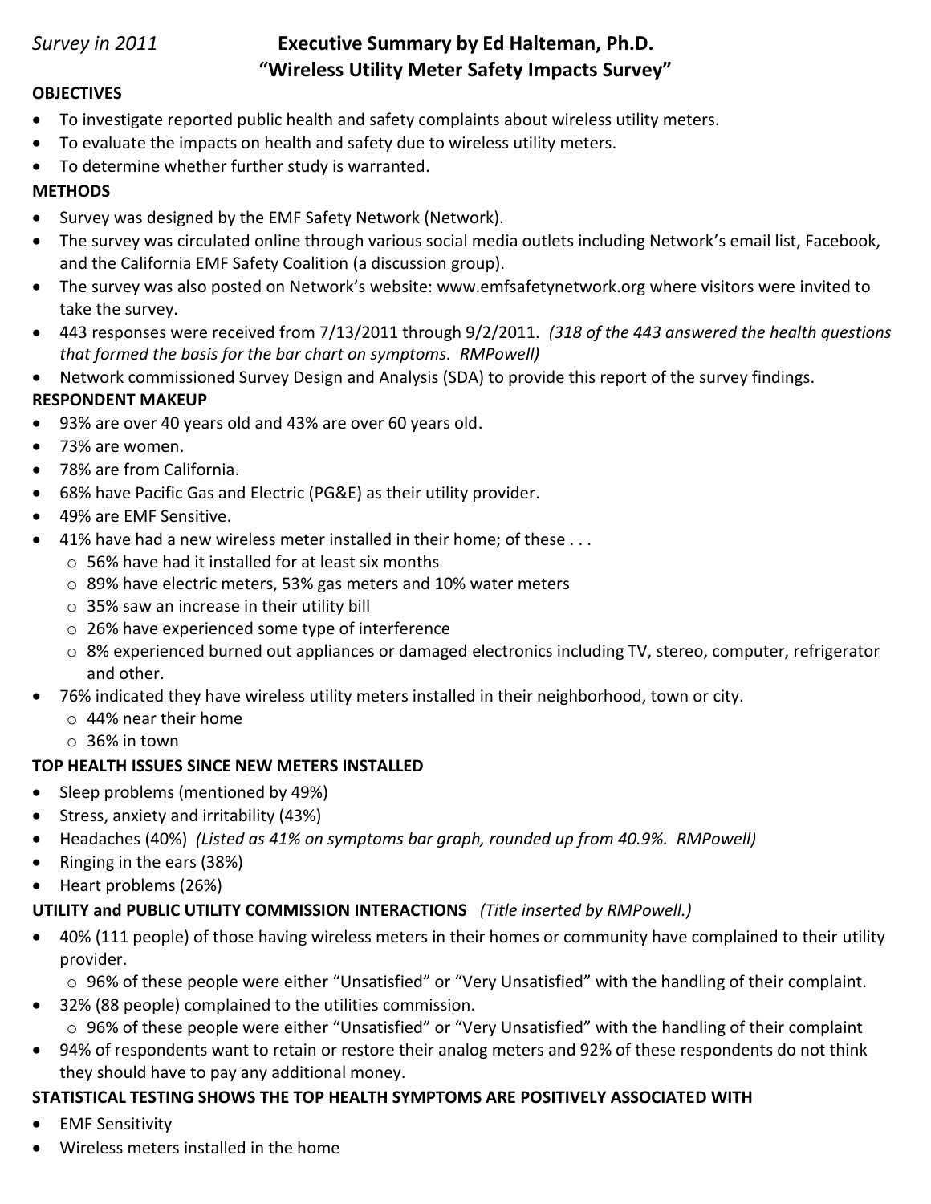*Survey in 2011*

# Executive Summary by Ed Halteman, Ph.D.
## "Wireless Utility Meter Safety Impacts Survey"

**OBJECTIVES**

- To investigate reported public health and safety complaints about wireless utility meters.
- To evaluate the impacts on health and safety due to wireless utility meters.
- To determine whether further study is warranted.

**METHODS**

- Survey was designed by the EMF Safety Network (Network).
- The survey was circulated online through various social media outlets including Network's email list, Facebook, and the California EMF Safety Coalition (a discussion group).
- The survey was also posted on Network's website: www.emfsafetynetwork.org where visitors were invited to take the survey.
- 443 responses were received from 7/13/2011 through 9/2/2011. *(318 of the 443 answered the health questions that formed the basis for the bar chart on symptoms. RMPowell)*
- Network commissioned Survey Design and Analysis (SDA) to provide this report of the survey findings.

**RESPONDENT MAKEUP**

- 93% are over 40 years old and 43% are over 60 years old.
- 73% are women.
- 78% are from California.
- 68% have Pacific Gas and Electric (PG&E) as their utility provider.
- 49% are EMF Sensitive.
- 41% have had a new wireless meter installed in their home; of these . . .
  - 56% have had it installed for at least six months
  - 89% have electric meters, 53% gas meters and 10% water meters
  - 35% saw an increase in their utility bill
  - 26% have experienced some type of interference
  - 8% experienced burned out appliances or damaged electronics including TV, stereo, computer, refrigerator and other.
- 76% indicated they have wireless utility meters installed in their neighborhood, town or city.
  - 44% near their home
  - 36% in town

**TOP HEALTH ISSUES SINCE NEW METERS INSTALLED**

- Sleep problems (mentioned by 49%)
- Stress, anxiety and irritability (43%)
- Headaches (40%) *(Listed as 41% on symptoms bar graph, rounded up from 40.9%. RMPowell)*
- Ringing in the ears (38%)
- Heart problems (26%)

**UTILITY and PUBLIC UTILITY COMMISSION INTERACTIONS** *(Title inserted by RMPowell.)*

- 40% (111 people) of those having wireless meters in their homes or community have complained to their utility provider.
  - 96% of these people were either "Unsatisfied" or "Very Unsatisfied" with the handling of their complaint.
- 32% (88 people) complained to the utilities commission.
  - 96% of these people were either "Unsatisfied" or "Very Unsatisfied" with the handling of their complaint
- 94% of respondents want to retain or restore their analog meters and 92% of these respondents do not think they should have to pay any additional money.

**STATISTICAL TESTING SHOWS THE TOP HEALTH SYMPTOMS ARE POSITIVELY ASSOCIATED WITH**

- EMF Sensitivity
- Wireless meters installed in the home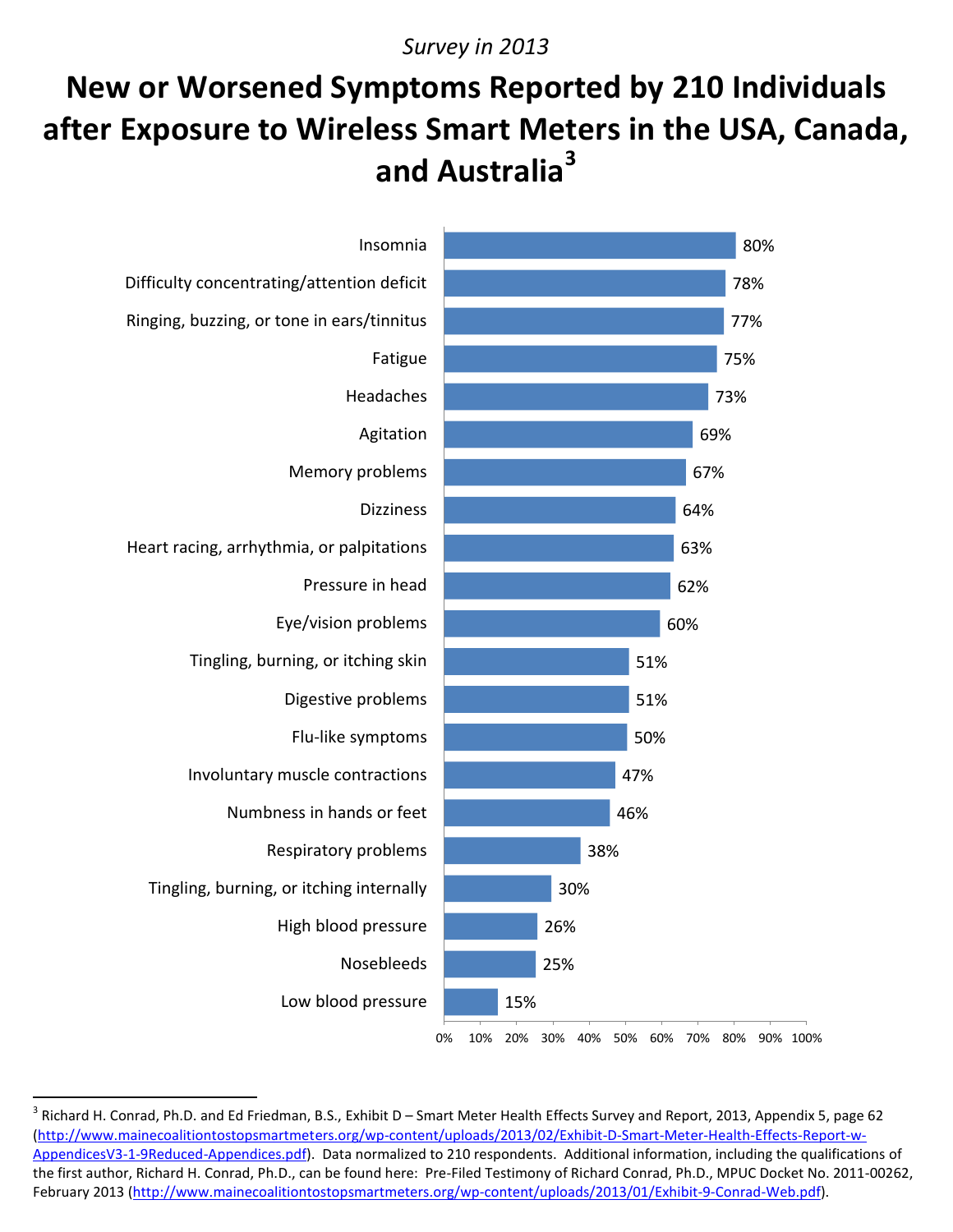*Survey in 2013*

# New or Worsened Symptoms Reported by 210 Individuals after Exposure to Wireless Smart Meters in the USA, Canada, and Australia[3]

| Symptom | Percentage |
|---|---|
| Insomnia | 80% |
| Difficulty concentrating/attention deficit | 78% |
| Ringing, buzzing, or tone in ears/tinnitus | 77% |
| Fatigue | 75% |
| Headaches | 73% |
| Agitation | 69% |
| Memory problems | 67% |
| Dizziness | 64% |
| Heart racing, arrhythmia, or palpitations | 63% |
| Pressure in head | 62% |
| Eye/vision problems | 60% |
| Tingling, burning, or itching skin | 51% |
| Digestive problems | 51% |
| Flu-like symptoms | 50% |
| Involuntary muscle contractions | 47% |
| Numbness in hands or feet | 46% |
| Respiratory problems | 38% |
| Tingling, burning, or itching internally | 30% |
| High blood pressure | 26% |
| Nosebleeds | 25% |
| Low blood pressure | 15% |

---

[3] Richard H. Conrad, Ph.D. and Ed Friedman, B.S., Exhibit D – Smart Meter Health Effects Survey and Report, 2013, Appendix 5, page 62 (http://www.mainecoalitiontostopsmartmeters.org/wp-content/uploads/2013/02/Exhibit-D-Smart-Meter-Health-Effects-Report-w-AppendicesV3-1-9Reduced-Appendices.pdf). Data normalized to 210 respondents. Additional information, including the qualifications of the first author, Richard H. Conrad, Ph.D., can be found here: Pre-Filed Testimony of Richard Conrad, Ph.D., MPUC Docket No. 2011-00262, February 2013 (http://www.mainecoalitiontostopsmartmeters.org/wp-content/uploads/2013/01/Exhibit-9-Conrad-Web.pdf).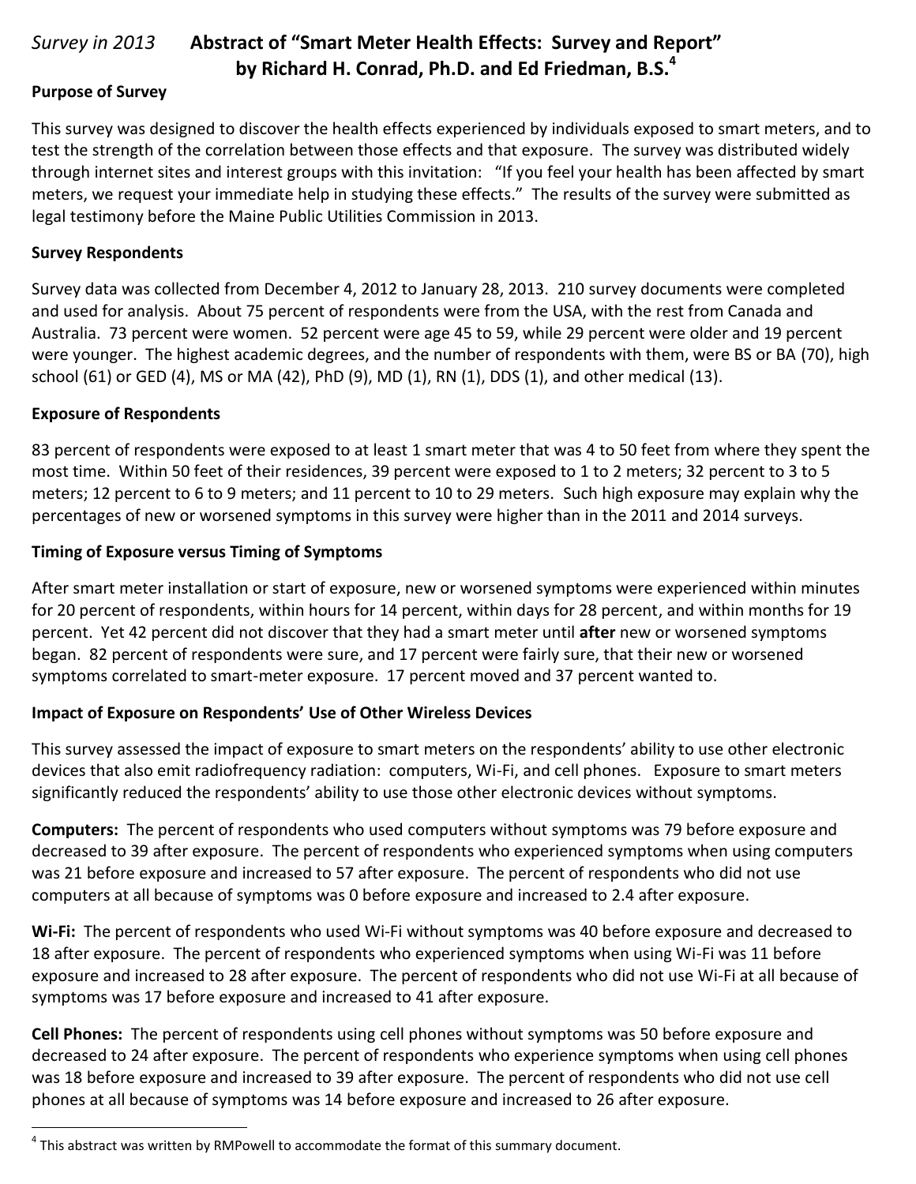*Survey in 2013* **Abstract of "Smart Meter Health Effects: Survey and Report" by Richard H. Conrad, Ph.D. and Ed Friedman, B.S.[4]**

**Purpose of Survey**

This survey was designed to discover the health effects experienced by individuals exposed to smart meters, and to test the strength of the correlation between those effects and that exposure. The survey was distributed widely through internet sites and interest groups with this invitation: "If you feel your health has been affected by smart meters, we request your immediate help in studying these effects." The results of the survey were submitted as legal testimony before the Maine Public Utilities Commission in 2013.

**Survey Respondents**

Survey data was collected from December 4, 2012 to January 28, 2013. 210 survey documents were completed and used for analysis. About 75 percent of respondents were from the USA, with the rest from Canada and Australia. 73 percent were women. 52 percent were age 45 to 59, while 29 percent were older and 19 percent were younger. The highest academic degrees, and the number of respondents with them, were BS or BA (70), high school (61) or GED (4), MS or MA (42), PhD (9), MD (1), RN (1), DDS (1), and other medical (13).

**Exposure of Respondents**

83 percent of respondents were exposed to at least 1 smart meter that was 4 to 50 feet from where they spent the most time. Within 50 feet of their residences, 39 percent were exposed to 1 to 2 meters; 32 percent to 3 to 5 meters; 12 percent to 6 to 9 meters; and 11 percent to 10 to 29 meters. Such high exposure may explain why the percentages of new or worsened symptoms in this survey were higher than in the 2011 and 2014 surveys.

**Timing of Exposure versus Timing of Symptoms**

After smart meter installation or start of exposure, new or worsened symptoms were experienced within minutes for 20 percent of respondents, within hours for 14 percent, within days for 28 percent, and within months for 19 percent. Yet 42 percent did not discover that they had a smart meter until **after** new or worsened symptoms began. 82 percent of respondents were sure, and 17 percent were fairly sure, that their new or worsened symptoms correlated to smart-meter exposure. 17 percent moved and 37 percent wanted to.

**Impact of Exposure on Respondents' Use of Other Wireless Devices**

This survey assessed the impact of exposure to smart meters on the respondents' ability to use other electronic devices that also emit radiofrequency radiation: computers, Wi-Fi, and cell phones. Exposure to smart meters significantly reduced the respondents' ability to use those other electronic devices without symptoms.

**Computers:** The percent of respondents who used computers without symptoms was 79 before exposure and decreased to 39 after exposure. The percent of respondents who experienced symptoms when using computers was 21 before exposure and increased to 57 after exposure. The percent of respondents who did not use computers at all because of symptoms was 0 before exposure and increased to 2.4 after exposure.

**Wi-Fi:** The percent of respondents who used Wi-Fi without symptoms was 40 before exposure and decreased to 18 after exposure. The percent of respondents who experienced symptoms when using Wi-Fi was 11 before exposure and increased to 28 after exposure. The percent of respondents who did not use Wi-Fi at all because of symptoms was 17 before exposure and increased to 41 after exposure.

**Cell Phones:** The percent of respondents using cell phones without symptoms was 50 before exposure and decreased to 24 after exposure. The percent of respondents who experience symptoms when using cell phones was 18 before exposure and increased to 39 after exposure. The percent of respondents who did not use cell phones at all because of symptoms was 14 before exposure and increased to 26 after exposure.

[4] This abstract was written by RMPowell to accommodate the format of this summary document.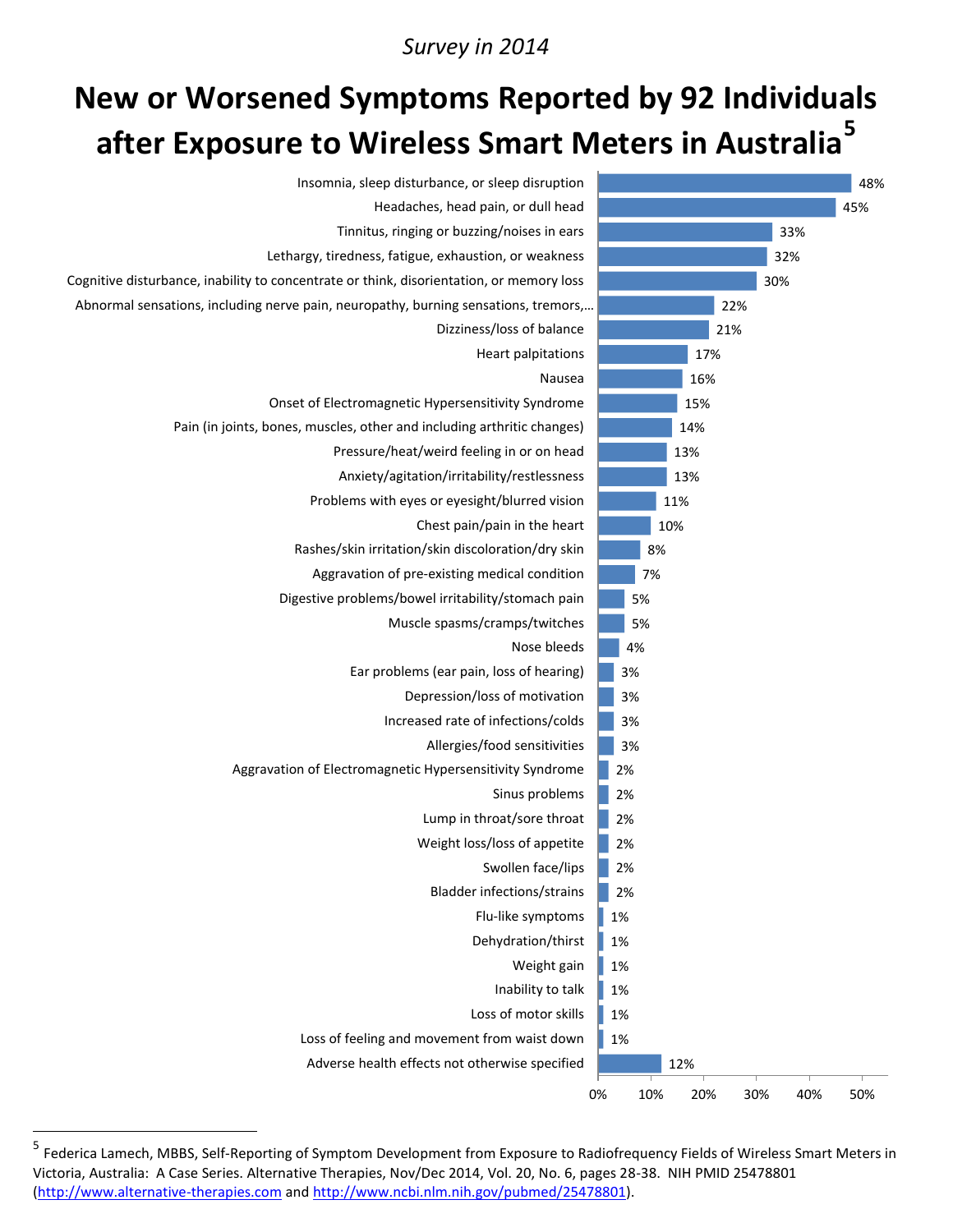*Survey in 2014*

# New or Worsened Symptoms Reported by 92 Individuals after Exposure to Wireless Smart Meters in Australia[5]

| Symptom | Percentage |
|---|---|
| Insomnia, sleep disturbance, or sleep disruption | 48% |
| Headaches, head pain, or dull head | 45% |
| Tinnitus, ringing or buzzing/noises in ears | 33% |
| Lethargy, tiredness, fatigue, exhaustion, or weakness | 32% |
| Cognitive disturbance, inability to concentrate or think, disorientation, or memory loss | 30% |
| Abnormal sensations, including nerve pain, neuropathy, burning sensations, tremors,… | 22% |
| Dizziness/loss of balance | 21% |
| Heart palpitations | 17% |
| Nausea | 16% |
| Onset of Electromagnetic Hypersensitivity Syndrome | 15% |
| Pain (in joints, bones, muscles, other and including arthritic changes) | 14% |
| Pressure/heat/weird feeling in or on head | 13% |
| Anxiety/agitation/irritability/restlessness | 13% |
| Problems with eyes or eyesight/blurred vision | 11% |
| Chest pain/pain in the heart | 10% |
| Rashes/skin irritation/skin discoloration/dry skin | 8% |
| Aggravation of pre-existing medical condition | 7% |
| Digestive problems/bowel irritability/stomach pain | 5% |
| Muscle spasms/cramps/twitches | 5% |
| Nose bleeds | 4% |
| Ear problems (ear pain, loss of hearing) | 3% |
| Depression/loss of motivation | 3% |
| Increased rate of infections/colds | 3% |
| Allergies/food sensitivities | 3% |
| Aggravation of Electromagnetic Hypersensitivity Syndrome | 2% |
| Sinus problems | 2% |
| Lump in throat/sore throat | 2% |
| Weight loss/loss of appetite | 2% |
| Swollen face/lips | 2% |
| Bladder infections/strains | 2% |
| Flu-like symptoms | 1% |
| Dehydration/thirst | 1% |
| Weight gain | 1% |
| Inability to talk | 1% |
| Loss of motor skills | 1% |
| Loss of feeling and movement from waist down | 1% |
| Adverse health effects not otherwise specified | 12% |

---

[5] Federica Lamech, MBBS, Self-Reporting of Symptom Development from Exposure to Radiofrequency Fields of Wireless Smart Meters in Victoria, Australia: A Case Series. Alternative Therapies, Nov/Dec 2014, Vol. 20, No. 6, pages 28-38. NIH PMID 25478801 (http://www.alternative-therapies.com and http://www.ncbi.nlm.nih.gov/pubmed/25478801).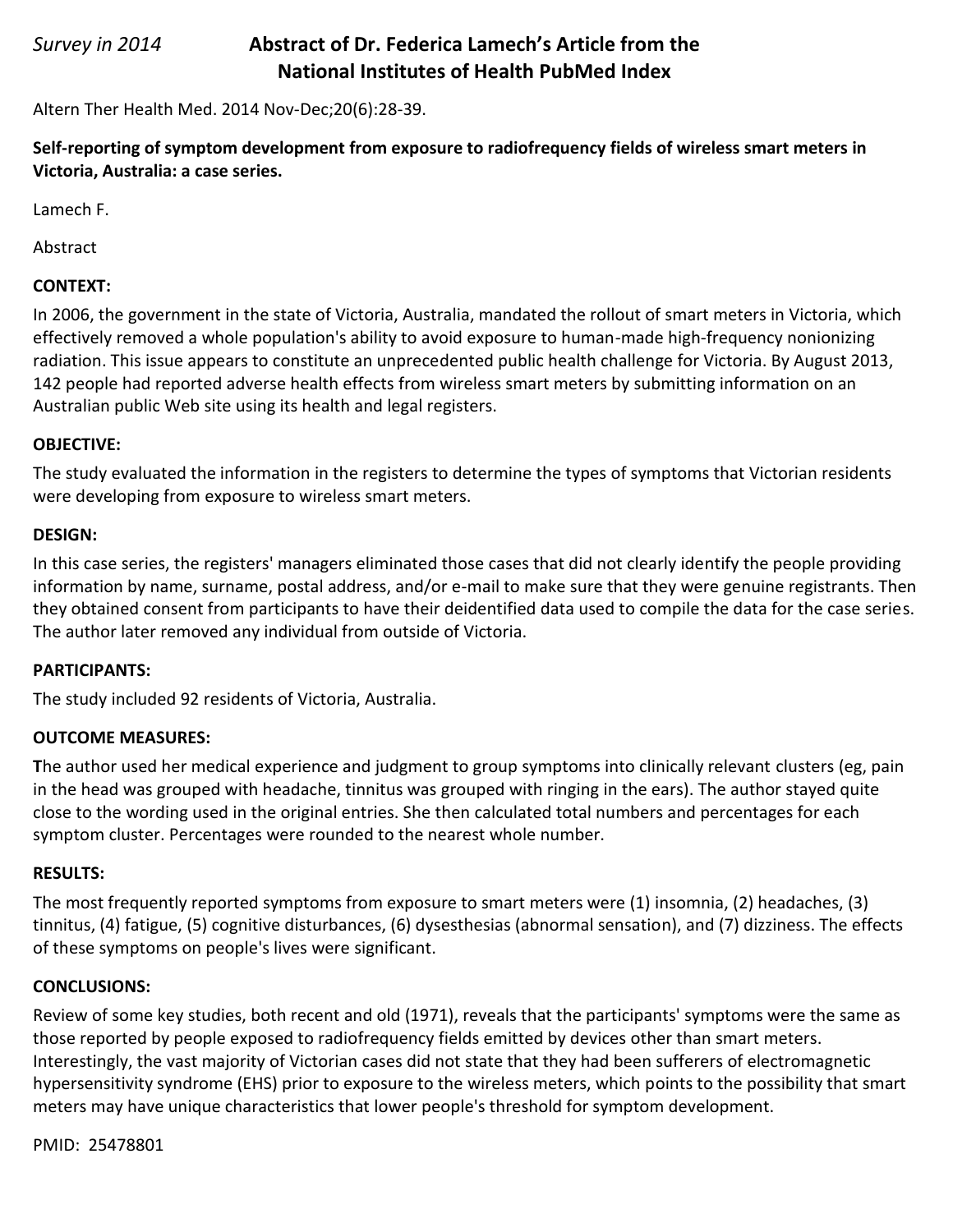*Survey in 2014*

# Abstract of Dr. Federica Lamech's Article from the National Institutes of Health PubMed Index

Altern Ther Health Med. 2014 Nov-Dec;20(6):28-39.

**Self-reporting of symptom development from exposure to radiofrequency fields of wireless smart meters in Victoria, Australia: a case series.**

Lamech F.

Abstract

**CONTEXT:**

In 2006, the government in the state of Victoria, Australia, mandated the rollout of smart meters in Victoria, which effectively removed a whole population's ability to avoid exposure to human-made high-frequency nonionizing radiation. This issue appears to constitute an unprecedented public health challenge for Victoria. By August 2013, 142 people had reported adverse health effects from wireless smart meters by submitting information on an Australian public Web site using its health and legal registers.

**OBJECTIVE:**

The study evaluated the information in the registers to determine the types of symptoms that Victorian residents were developing from exposure to wireless smart meters.

**DESIGN:**

In this case series, the registers' managers eliminated those cases that did not clearly identify the people providing information by name, surname, postal address, and/or e-mail to make sure that they were genuine registrants. Then they obtained consent from participants to have their deidentified data used to compile the data for the case series. The author later removed any individual from outside of Victoria.

**PARTICIPANTS:**

The study included 92 residents of Victoria, Australia.

**OUTCOME MEASURES:**

**T**he author used her medical experience and judgment to group symptoms into clinically relevant clusters (eg, pain in the head was grouped with headache, tinnitus was grouped with ringing in the ears). The author stayed quite close to the wording used in the original entries. She then calculated total numbers and percentages for each symptom cluster. Percentages were rounded to the nearest whole number.

**RESULTS:**

The most frequently reported symptoms from exposure to smart meters were (1) insomnia, (2) headaches, (3) tinnitus, (4) fatigue, (5) cognitive disturbances, (6) dysesthesias (abnormal sensation), and (7) dizziness. The effects of these symptoms on people's lives were significant.

**CONCLUSIONS:**

Review of some key studies, both recent and old (1971), reveals that the participants' symptoms were the same as those reported by people exposed to radiofrequency fields emitted by devices other than smart meters. Interestingly, the vast majority of Victorian cases did not state that they had been sufferers of electromagnetic hypersensitivity syndrome (EHS) prior to exposure to the wireless meters, which points to the possibility that smart meters may have unique characteristics that lower people's threshold for symptom development.

PMID: 25478801